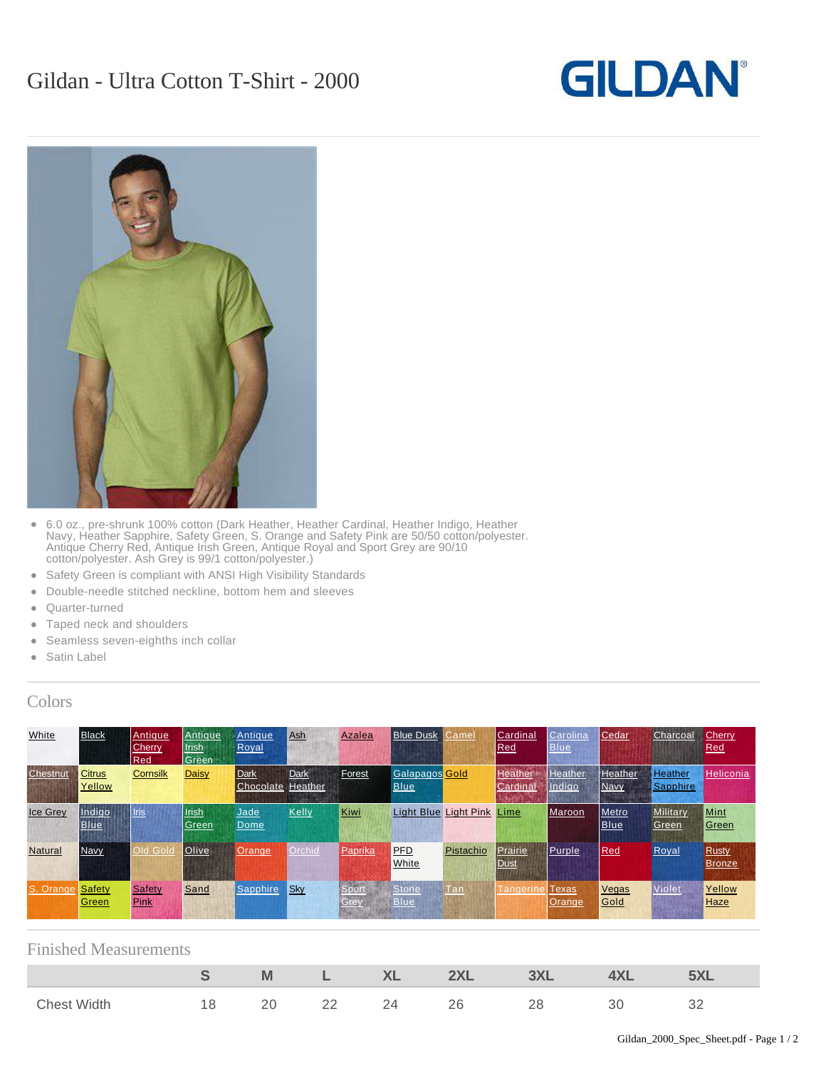# Gildan - Ultra Cotton T-Shirt - 2000

- 6.0 oz., pre-shrunk 100% cotton (Dark Heather, Heather Cardinal, Heather Indigo, Heather Navy, Heather Sapphire, Safety Green, S. Orange and Safety Pink are 50/50 cotton/polyester. Antique Cherry Red, Antique Irish Green, Antique Royal and Sport Grey are 90/10 cotton/polyester. Ash Grey is 99/1 cotton/polyester.)
- Safety Green is compliant with ANSI High Visibility Standards
- Double-needle stitched neckline, bottom hem and sleeves
- Quarter-turned
- Taped neck and shoulders
- Seamless seven-eighths inch collar
- Satin Label

## Colors

| | | | | | | | | | | | | | |
|---|---|---|---|---|---|---|---|---|---|---|---|---|---|
| White | Black | Antique Cherry Red | Antique Irish Green | Antique Royal | Ash | Azalea | Blue Dusk | Camel | Cardinal Red | Carolina Blue | Cedar | Charcoal | Cherry Red |
| Chestnut | Citrus Yellow | Cornsilk | Daisy | Dark Chocolate | Dark Heather | Forest | Galapagos Blue | Gold | Heather Cardinal | Heather Indigo | Heather Navy | Heather Sapphire | Heliconia |
| Ice Grey | Indigo Blue | Iris | Irish Green | Jade Dome | Kelly | Kiwi | Light Blue | Light Pink | Lime | Maroon | Metro Blue | Military Green | Mint Green |
| Natural | Navy | Old Gold | Olive | Orange | Orchid | Paprika | PFD White | Pistachio | Prairie Dust | Purple | Red | Royal | Rusty Bronze |
| S. Orange | Safety Green | Safety Pink | Sand | Sapphire | Sky | Sport Grey | Stone Blue | Tan | Tangerine | Texas Orange | Vegas Gold | Violet | Yellow Haze |

## Finished Measurements

| | S | M | L | XL | 2XL | 3XL | 4XL | 5XL |
|---|---|---|---|---|---|---|---|---|
| Chest Width | 18 | 20 | 22 | 24 | 26 | 28 | 30 | 32 |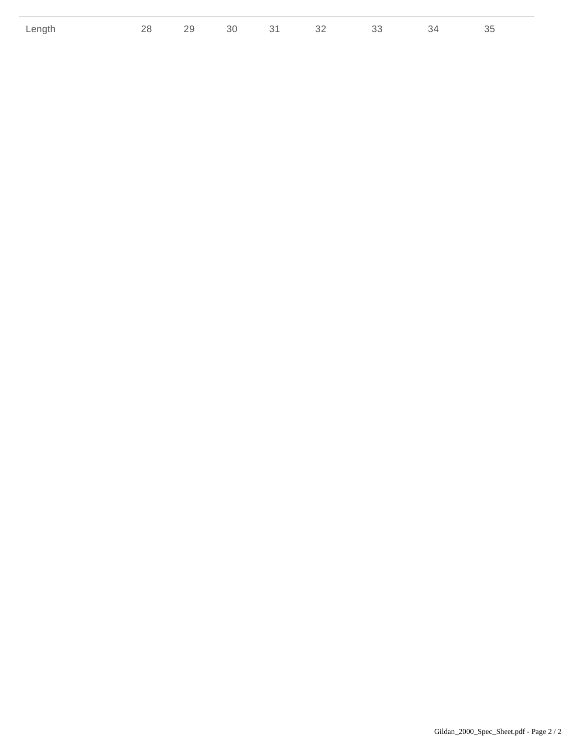| | | | | | | | | |
|---|---|---|---|---|---|---|---|---|
| Length | 28 | 29 | 30 | 31 | 32 | 33 | 34 | 35 |